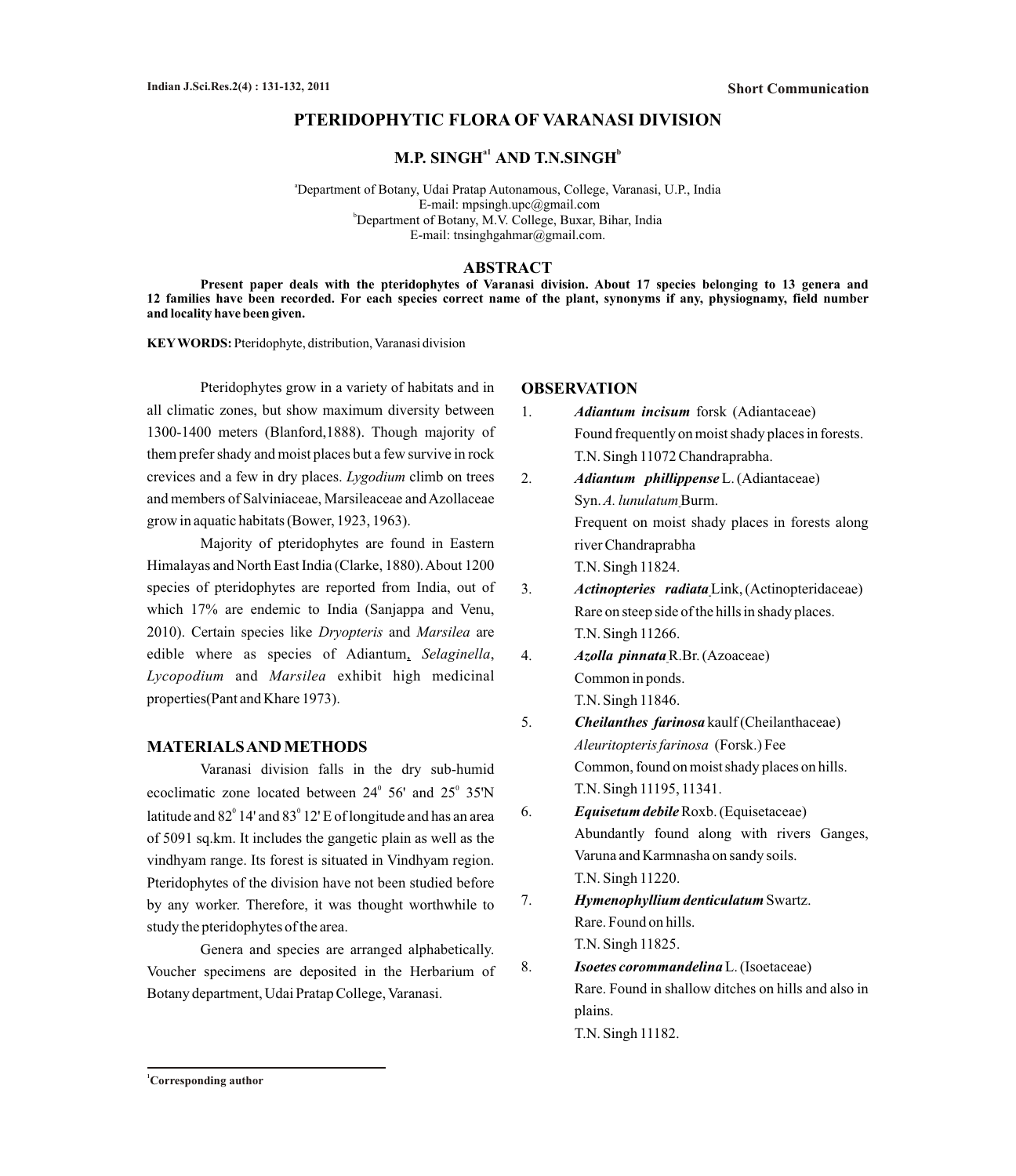Short Communication

# PTERIDOPHYTIC FLORA OF VARANASI DIVISION

**M.P. SINGH[a1] AND T.N.SINGH[b]**

[a]Department of Botany, Udai Pratap Autonamous, College, Varanasi, U.P., India
E-mail: mpsingh.upc@gmail.com
[b]Department of Botany, M.V. College, Buxar, Bihar, India
E-mail: tnsinghgahmar@gmail.com.

## ABSTRACT

**Present paper deals with the pteridophytes of Varanasi division. About 17 species belonging to 13 genera and 12 families have been recorded. For each species correct name of the plant, synonyms if any, physiognamy, field number and locality have been given.**

**KEY WORDS:** Pteridophyte, distribution, Varanasi division

Pteridophytes grow in a variety of habitats and in all climatic zones, but show maximum diversity between 1300-1400 meters (Blanford,1888). Though majority of them prefer shady and moist places but a few survive in rock crevices and a few in dry places. *Lygodium* climb on trees and members of Salviniaceae, Marsileaceae and Azollaceae grow in aquatic habitats (Bower, 1923, 1963).

Majority of pteridophytes are found in Eastern Himalayas and North East India (Clarke, 1880). About 1200 species of pteridophytes are reported from India, out of which 17% are endemic to India (Sanjappa and Venu, 2010). Certain species like *Dryopteris* and *Marsilea* are edible where as species of Adiantum, *Selaginella*, *Lycopodium* and *Marsilea* exhibit high medicinal properties(Pant and Khare 1973).

## MATERIALS AND METHODS

Varanasi division falls in the dry sub-humid ecoclimatic zone located between 24° 56' and 25° 35'N latitude and 82° 14' and 83° 12' E of longitude and has an area of 5091 sq.km. It includes the gangetic plain as well as the vindhyam range. Its forest is situated in Vindhyam region. Pteridophytes of the division have not been studied before by any worker. Therefore, it was thought worthwhile to study the pteridophytes of the area.

Genera and species are arranged alphabetically. Voucher specimens are deposited in the Herbarium of Botany department, Udai Pratap College, Varanasi.

## OBSERVATION

1. ***Adiantum incisum*** forsk (Adiantaceae)
   Found frequently on moist shady places in forests.
   T.N. Singh 11072 Chandraprabha.
2. ***Adiantum phillippense*** L. (Adiantaceae)
   Syn. *A. lunulatum* Burm.
   Frequent on moist shady places in forests along river Chandraprabha
   T.N. Singh 11824.
3. ***Actinopteries radiata*** Link, (Actinopteridaceae)
   Rare on steep side of the hills in shady places.
   T.N. Singh 11266.
4. ***Azolla pinnata*** R.Br. (Azoaceae)
   Common in ponds.
   T.N. Singh 11846.
5. ***Cheilanthes farinosa*** kaulf (Cheilanthaceae)
   *Aleuritopteris farinosa* (Forsk.) Fee
   Common, found on moist shady places on hills.
   T.N. Singh 11195, 11341.
6. ***Equisetum debile*** Roxb. (Equisetaceae)
   Abundantly found along with rivers Ganges, Varuna and Karmnasha on sandy soils.
   T.N. Singh 11220.
7. ***Hymenophyllium denticulatum*** Swartz.
   Rare. Found on hills.
   T.N. Singh 11825.
8. ***Isoetes corommandelina*** L. (Isoetaceae)
   Rare. Found in shallow ditches on hills and also in plains.
   T.N. Singh 11182.

[1]Corresponding author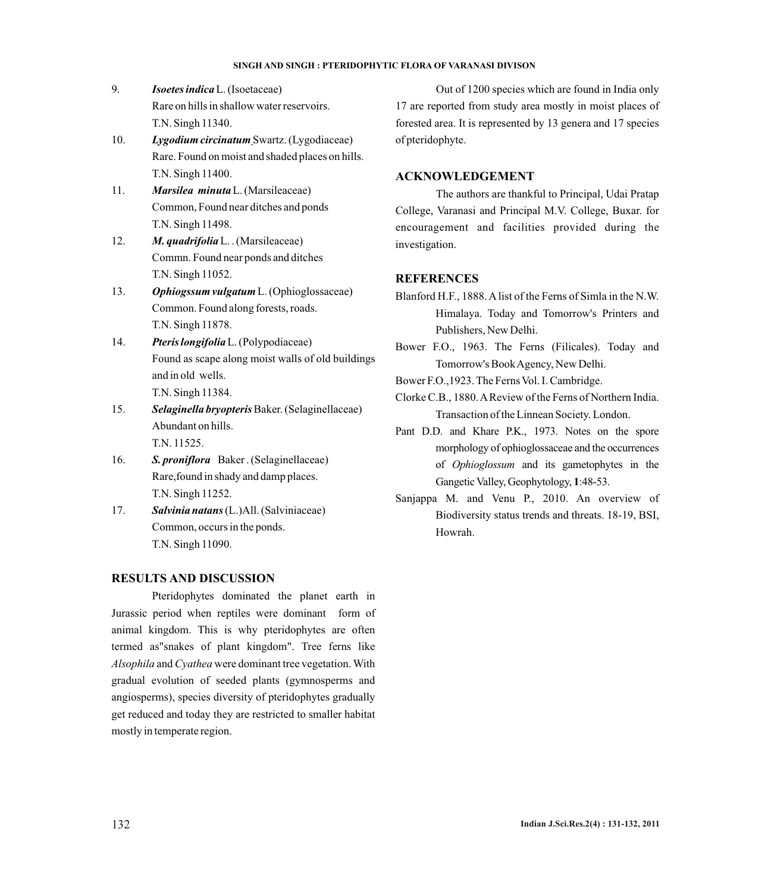9. ***Isoetes indica*** L. (Isoetaceae)
   Rare on hills in shallow water reservoirs.
   T.N. Singh 11340.
10. ***Lygodium circinatum*** Swartz. (Lygodiaceae)
    Rare. Found on moist and shaded places on hills.
    T.N. Singh 11400.
11. ***Marsilea minuta*** L. (Marsileaceae)
    Common, Found near ditches and ponds
    T.N. Singh 11498.
12. ***M. quadrifolia*** L. . (Marsileaceae)
    Commn. Found near ponds and ditches
    T.N. Singh 11052.
13. ***Ophiogssum vulgatum*** L. (Ophioglossaceae)
    Common. Found along forests, roads.
    T.N. Singh 11878.
14. ***Pteris longifolia*** L. (Polypodiaceae)
    Found as scape along moist walls of old buildings and in old wells.
    T.N. Singh 11384.
15. ***Selaginella bryopteris*** Baker. (Selaginellaceae)
    Abundant on hills.
    T.N. 11525.
16. ***S. proniflora*** Baker . (Selaginellaceae)
    Rare,found in shady and damp places.
    T.N. Singh 11252.
17. ***Salvinia natans*** (L.)All. (Salviniaceae)
    Common, occurs in the ponds.
    T.N. Singh 11090.

## RESULTS AND DISCUSSION

Pteridophytes dominated the planet earth in Jurassic period when reptiles were dominant form of animal kingdom. This is why pteridophytes are often termed as"snakes of plant kingdom". Tree ferns like *Alsophila* and *Cyathea* were dominant tree vegetation. With gradual evolution of seeded plants (gymnosperms and angiosperms), species diversity of pteridophytes gradually get reduced and today they are restricted to smaller habitat mostly in temperate region.

Out of 1200 species which are found in India only 17 are reported from study area mostly in moist places of forested area. It is represented by 13 genera and 17 species of pteridophyte.

## ACKNOWLEDGEMENT

The authors are thankful to Principal, Udai Pratap College, Varanasi and Principal M.V. College, Buxar. for encouragement and facilities provided during the investigation.

## REFERENCES

Blanford H.F., 1888. A list of the Ferns of Simla in the N.W. Himalaya. Today and Tomorrow's Printers and Publishers, New Delhi.

Bower F.O., 1963. The Ferns (Filicales). Today and Tomorrow's Book Agency, New Delhi.

Bower F.O.,1923. The Ferns Vol. I. Cambridge.

Clorke C.B., 1880. A Review of the Ferns of Northern India. Transaction of the Linnean Society. London.

Pant D.D. and Khare P.K., 1973. Notes on the spore morphology of ophioglossaceae and the occurrences of *Ophioglossum* and its gametophytes in the Gangetic Valley, Geophytology, **1**:48-53.

Sanjappa M. and Venu P., 2010. An overview of Biodiversity status trends and threats. 18-19, BSI, Howrah.